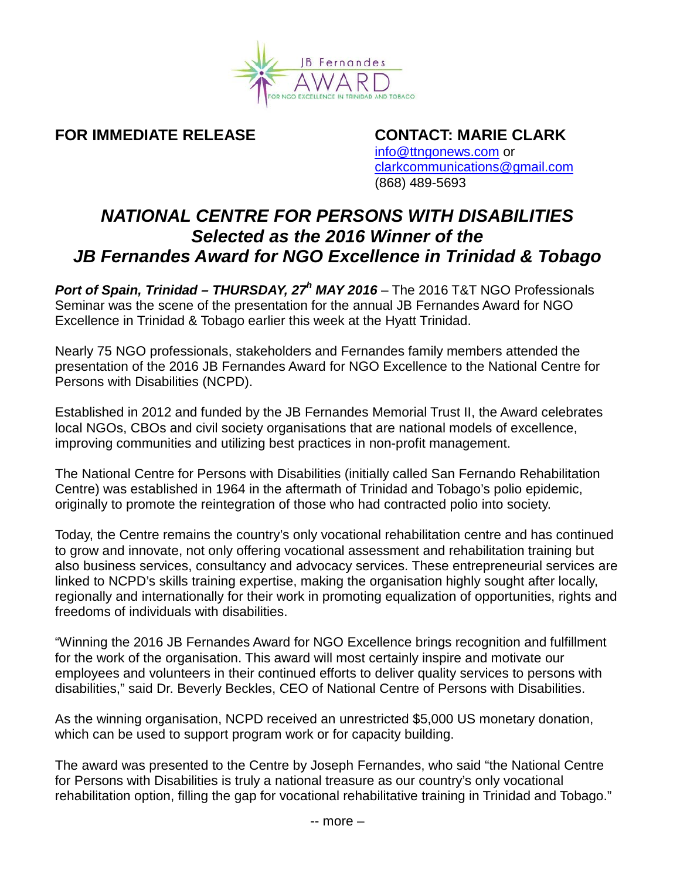JB Fernandes AWARD FOR NGO EXCELLENCE IN TRINIDAD AND TOBAGO

**FOR IMMEDIATE RELEASE**

**CONTACT: MARIE CLARK**
info@ttngonews.com or
clarkcommunications@gmail.com
(868) 489-5693

# *NATIONAL CENTRE FOR PERSONS WITH DISABILITIES Selected as the 2016 Winner of the JB Fernandes Award for NGO Excellence in Trinidad & Tobago*

***Port of Spain, Trinidad – THURSDAY, 27h MAY 2016*** – The 2016 T&T NGO Professionals Seminar was the scene of the presentation for the annual JB Fernandes Award for NGO Excellence in Trinidad & Tobago earlier this week at the Hyatt Trinidad.

Nearly 75 NGO professionals, stakeholders and Fernandes family members attended the presentation of the 2016 JB Fernandes Award for NGO Excellence to the National Centre for Persons with Disabilities (NCPD).

Established in 2012 and funded by the JB Fernandes Memorial Trust II, the Award celebrates local NGOs, CBOs and civil society organisations that are national models of excellence, improving communities and utilizing best practices in non-profit management.

The National Centre for Persons with Disabilities (initially called San Fernando Rehabilitation Centre) was established in 1964 in the aftermath of Trinidad and Tobago's polio epidemic, originally to promote the reintegration of those who had contracted polio into society.

Today, the Centre remains the country's only vocational rehabilitation centre and has continued to grow and innovate, not only offering vocational assessment and rehabilitation training but also business services, consultancy and advocacy services. These entrepreneurial services are linked to NCPD's skills training expertise, making the organisation highly sought after locally, regionally and internationally for their work in promoting equalization of opportunities, rights and freedoms of individuals with disabilities.

"Winning the 2016 JB Fernandes Award for NGO Excellence brings recognition and fulfillment for the work of the organisation. This award will most certainly inspire and motivate our employees and volunteers in their continued efforts to deliver quality services to persons with disabilities," said Dr. Beverly Beckles, CEO of National Centre of Persons with Disabilities.

As the winning organisation, NCPD received an unrestricted $5,000 US monetary donation, which can be used to support program work or for capacity building.

The award was presented to the Centre by Joseph Fernandes, who said "the National Centre for Persons with Disabilities is truly a national treasure as our country's only vocational rehabilitation option, filling the gap for vocational rehabilitative training in Trinidad and Tobago."

-- more –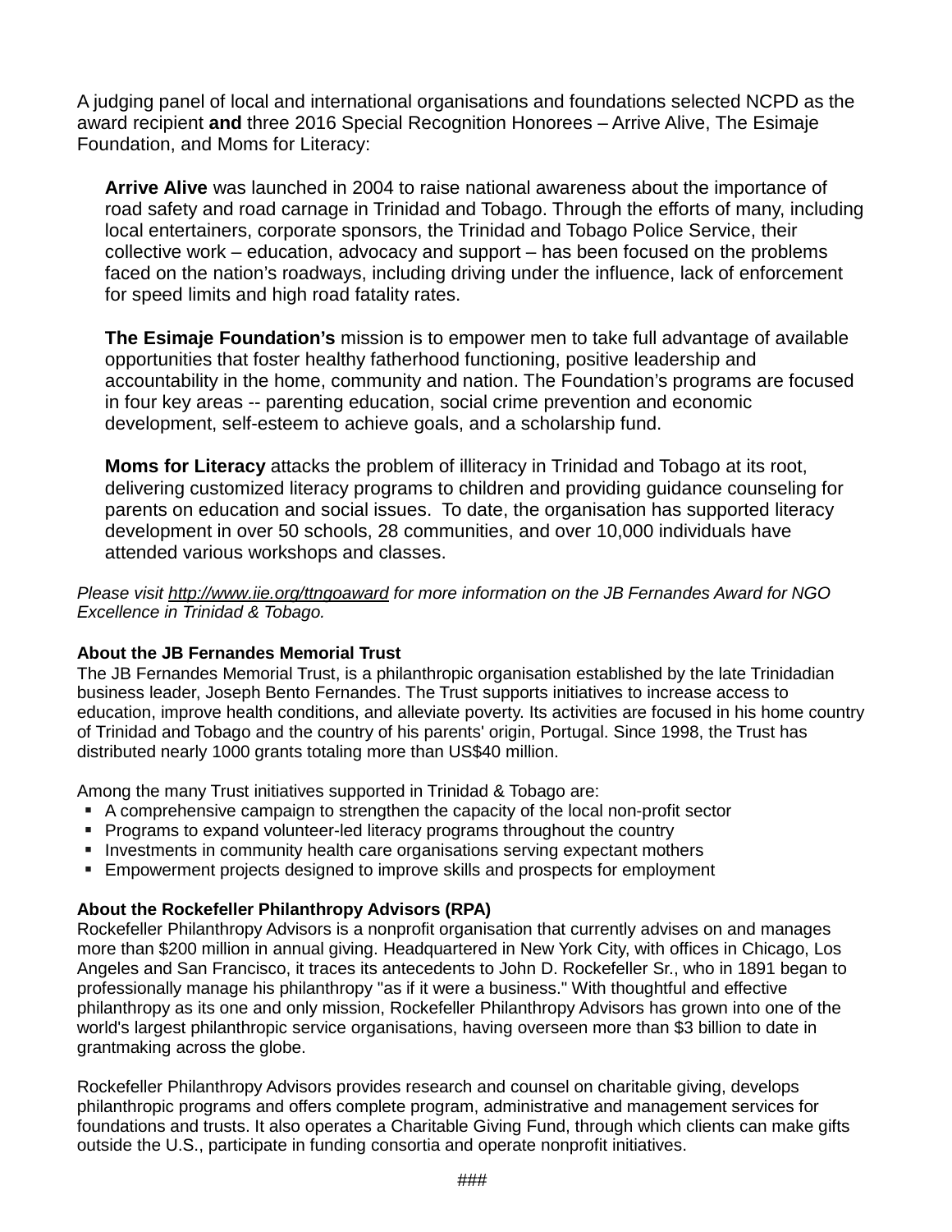A judging panel of local and international organisations and foundations selected NCPD as the award recipient **and** three 2016 Special Recognition Honorees – Arrive Alive, The Esimaje Foundation, and Moms for Literacy:

> **Arrive Alive** was launched in 2004 to raise national awareness about the importance of road safety and road carnage in Trinidad and Tobago. Through the efforts of many, including local entertainers, corporate sponsors, the Trinidad and Tobago Police Service, their collective work – education, advocacy and support – has been focused on the problems faced on the nation's roadways, including driving under the influence, lack of enforcement for speed limits and high road fatality rates.
>
> **The Esimaje Foundation's** mission is to empower men to take full advantage of available opportunities that foster healthy fatherhood functioning, positive leadership and accountability in the home, community and nation. The Foundation's programs are focused in four key areas -- parenting education, social crime prevention and economic development, self-esteem to achieve goals, and a scholarship fund.
>
> **Moms for Literacy** attacks the problem of illiteracy in Trinidad and Tobago at its root, delivering customized literacy programs to children and providing guidance counseling for parents on education and social issues. To date, the organisation has supported literacy development in over 50 schools, 28 communities, and over 10,000 individuals have attended various workshops and classes.

*Please visit http://www.iie.org/ttngoaward for more information on the JB Fernandes Award for NGO Excellence in Trinidad & Tobago.*

**About the JB Fernandes Memorial Trust**

The JB Fernandes Memorial Trust, is a philanthropic organisation established by the late Trinidadian business leader, Joseph Bento Fernandes. The Trust supports initiatives to increase access to education, improve health conditions, and alleviate poverty. Its activities are focused in his home country of Trinidad and Tobago and the country of his parents' origin, Portugal. Since 1998, the Trust has distributed nearly 1000 grants totaling more than US$40 million.

Among the many Trust initiatives supported in Trinidad & Tobago are:

- A comprehensive campaign to strengthen the capacity of the local non-profit sector
- Programs to expand volunteer-led literacy programs throughout the country
- Investments in community health care organisations serving expectant mothers
- Empowerment projects designed to improve skills and prospects for employment

**About the Rockefeller Philanthropy Advisors (RPA)**

Rockefeller Philanthropy Advisors is a nonprofit organisation that currently advises on and manages more than $200 million in annual giving. Headquartered in New York City, with offices in Chicago, Los Angeles and San Francisco, it traces its antecedents to John D. Rockefeller Sr., who in 1891 began to professionally manage his philanthropy "as if it were a business." With thoughtful and effective philanthropy as its one and only mission, Rockefeller Philanthropy Advisors has grown into one of the world's largest philanthropic service organisations, having overseen more than $3 billion to date in grantmaking across the globe.

Rockefeller Philanthropy Advisors provides research and counsel on charitable giving, develops philanthropic programs and offers complete program, administrative and management services for foundations and trusts. It also operates a Charitable Giving Fund, through which clients can make gifts outside the U.S., participate in funding consortia and operate nonprofit initiatives.

###